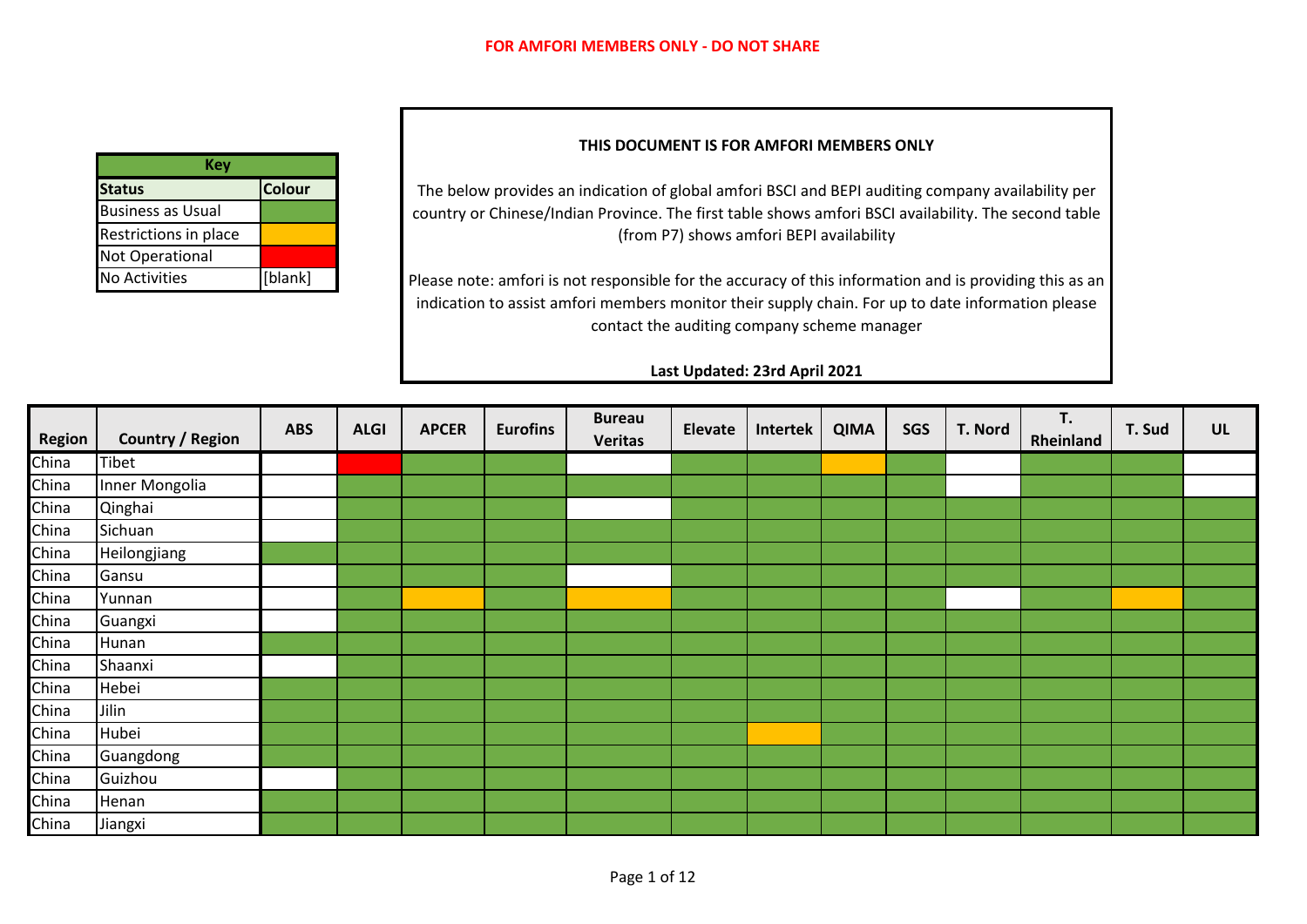**FOR AMFORI MEMBERS ONLY - DO NOT SHARE**

| Key | |
|---|---|
| **Status** | **Colour** |
| Business as Usual | Green |
| Restrictions in place | Amber |
| Not Operational | Red |
| No Activities | [blank] |

**THIS DOCUMENT IS FOR AMFORI MEMBERS ONLY**

The below provides an indication of global amfori BSCI and BEPI auditing company availability per country or Chinese/Indian Province. The first table shows amfori BSCI availability. The second table (from P7) shows amfori BEPI availability

Please note: amfori is not responsible for the accuracy of this information and is providing this as an indication to assist amfori members monitor their supply chain. For up to date information please contact the auditing company scheme manager

**Last Updated: 23rd April 2021**

| Region | Country / Region | ABS | ALGI | APCER | Eurofins | Bureau Veritas | Elevate | Intertek | QIMA | SGS | T. Nord | T. Rheinland | T. Sud | UL |
|---|---|---|---|---|---|---|---|---|---|---|---|---|---|---|
| China | Tibet | | Red | Green | Green | | Green | Green | Amber | Green | | Green | Green | |
| China | Inner Mongolia | | Green | Green | Green | Green | Green | Green | Green | Green | | Green | Green | |
| China | Qinghai | | Green | Green | Green | | Green | Green | Green | Green | Green | Green | Green | Green |
| China | Sichuan | | Green | Green | Green | Green | Green | Green | Green | Green | Green | Green | Green | Green |
| China | Heilongjiang | Green | Green | Green | Green | Green | Green | Green | Green | Green | Green | Green | Green | Green |
| China | Gansu | | Green | Green | Green | | Green | Green | Green | Green | Green | Green | Green | Green |
| China | Yunnan | | Green | Amber | Green | Amber | Green | Green | Green | Green | | Green | Amber | Green |
| China | Guangxi | | Green | Green | Green | Green | Green | Green | Green | Green | Green | Green | Green | Green |
| China | Hunan | Green | Green | Green | Green | Green | Green | Green | Green | Green | Green | Green | Green | Green |
| China | Shaanxi | | Green | Green | Green | Green | Green | Green | Green | Green | Green | Green | Green | Green |
| China | Hebei | Green | Green | Green | Green | Green | Green | Green | Green | Green | Green | Green | Green | Green |
| China | Jilin | Green | Green | Green | Green | Green | Green | Green | Green | Green | Green | Green | Green | Green |
| China | Hubei | Green | Green | Green | Green | Green | Green | Amber | Green | Green | Green | Green | Green | Green |
| China | Guangdong | Green | Green | Green | Green | Green | Green | Green | Green | Green | Green | Green | Green | Green |
| China | Guizhou | | Green | Green | Green | Green | Green | Green | Green | Green | Green | Green | Green | Green |
| China | Henan | Green | Green | Green | Green | Green | Green | Green | Green | Green | Green | Green | Green | Green |
| China | Jiangxi | Green | Green | Green | Green | Green | Green | Green | Green | Green | Green | Green | Green | Green |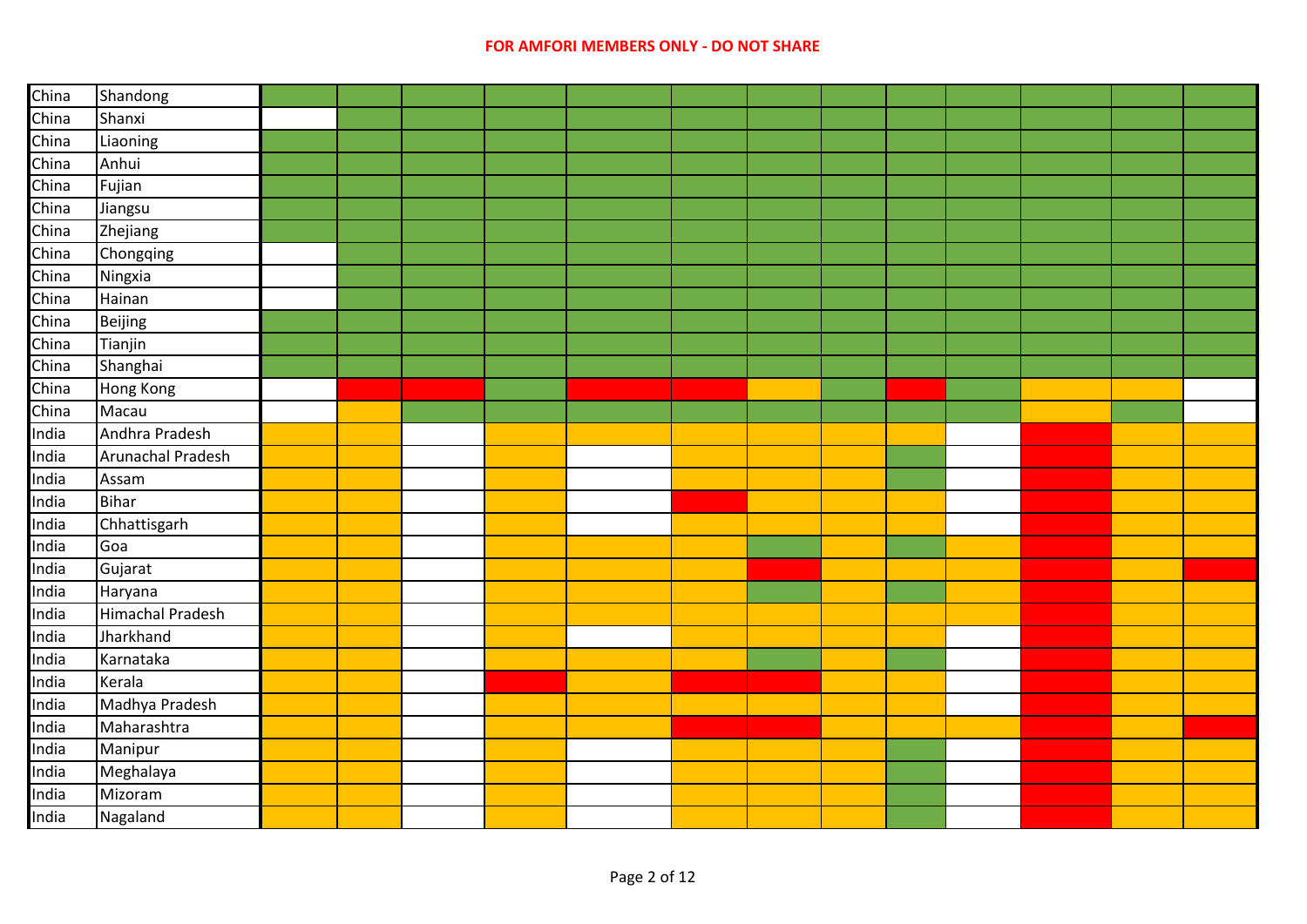| | | | | | | | | | | | | | | |
|---|---|---|---|---|---|---|---|---|---|---|---|---|---|---|
| China | Shandong | Green | Green | Green | Green | Green | Green | Green | Green | Green | Green | Green | Green | Green |
| China | Shanxi | | Green | Green | Green | Green | Green | Green | Green | Green | Green | Green | Green | Green |
| China | Liaoning | Green | Green | Green | Green | Green | Green | Green | Green | Green | Green | Green | Green | Green |
| China | Anhui | Green | Green | Green | Green | Green | Green | Green | Green | Green | Green | Green | Green | Green |
| China | Fujian | Green | Green | Green | Green | Green | Green | Green | Green | Green | Green | Green | Green | Green |
| China | Jiangsu | Green | Green | Green | Green | Green | Green | Green | Green | Green | Green | Green | Green | Green |
| China | Zhejiang | Green | Green | Green | Green | Green | Green | Green | Green | Green | Green | Green | Green | Green |
| China | Chongqing | | Green | Green | Green | Green | Green | Green | Green | Green | Green | Green | Green | Green |
| China | Ningxia | | Green | Green | Green | Green | Green | Green | Green | Green | Green | Green | Green | Green |
| China | Hainan | | Green | Green | Green | Green | Green | Green | Green | Green | Green | Green | Green | Green |
| China | Beijing | Green | Green | Green | Green | Green | Green | Green | Green | Green | Green | Green | Green | Green |
| China | Tianjin | Green | Green | Green | Green | Green | Green | Green | Green | Green | Green | Green | Green | Green |
| China | Shanghai | Green | Green | Green | Green | Green | Green | Green | Green | Green | Green | Green | Green | Green |
| China | Hong Kong | | Red | Red | Green | Red | Red | Orange | Green | Red | Green | Orange | Orange | |
| China | Macau | | Orange | Green | Green | Green | Green | Green | Green | Green | Green | Orange | Green | |
| India | Andhra Pradesh | Orange | Orange | | Orange | Orange | Orange | Orange | Orange | Orange | | Red | Orange | Orange |
| India | Arunachal Pradesh | Orange | Orange | | Orange | | Orange | Orange | Orange | Green | | Red | Orange | Orange |
| India | Assam | Orange | Orange | | Orange | | Orange | Orange | Orange | Green | | Red | Orange | Orange |
| India | Bihar | Orange | Orange | | Orange | | Red | Orange | Orange | Orange | | Red | Orange | Orange |
| India | Chhattisgarh | Orange | Orange | | Orange | | Orange | Orange | Orange | Orange | | Red | Orange | Orange |
| India | Goa | Orange | Orange | | Orange | Orange | Orange | Green | Orange | Green | Orange | Red | Orange | Orange |
| India | Gujarat | Orange | Orange | | Orange | Orange | Orange | Red | Orange | Orange | Orange | Red | Orange | Red |
| India | Haryana | Orange | Orange | | Orange | Orange | Orange | Green | Orange | Green | Orange | Red | Orange | Orange |
| India | Himachal Pradesh | Orange | Orange | | Orange | Orange | Orange | Orange | Orange | Orange | Orange | Red | Orange | Orange |
| India | Jharkhand | Orange | Orange | | Orange | | Orange | Orange | Orange | Orange | | Red | Orange | Orange |
| India | Karnataka | Orange | Orange | | Orange | Orange | Orange | Green | Orange | Green | | Red | Orange | Orange |
| India | Kerala | Orange | Orange | | Red | Orange | Red | Red | Orange | Orange | | Red | Orange | Orange |
| India | Madhya Pradesh | Orange | Orange | | Orange | Orange | Orange | Orange | Orange | Orange | | Red | Orange | Orange |
| India | Maharashtra | Orange | Orange | | Orange | Orange | Red | Red | Orange | Orange | Orange | Red | Orange | Red |
| India | Manipur | Orange | Orange | | Orange | | Orange | Orange | Orange | Green | | Red | Orange | Orange |
| India | Meghalaya | Orange | Orange | | Orange | | Orange | Orange | Orange | Green | | Red | Orange | Orange |
| India | Mizoram | Orange | Orange | | Orange | | Orange | Orange | Orange | Green | | Red | Orange | Orange |
| India | Nagaland | Orange | Orange | | Orange | | Orange | Orange | Orange | Green | | Red | Orange | Orange |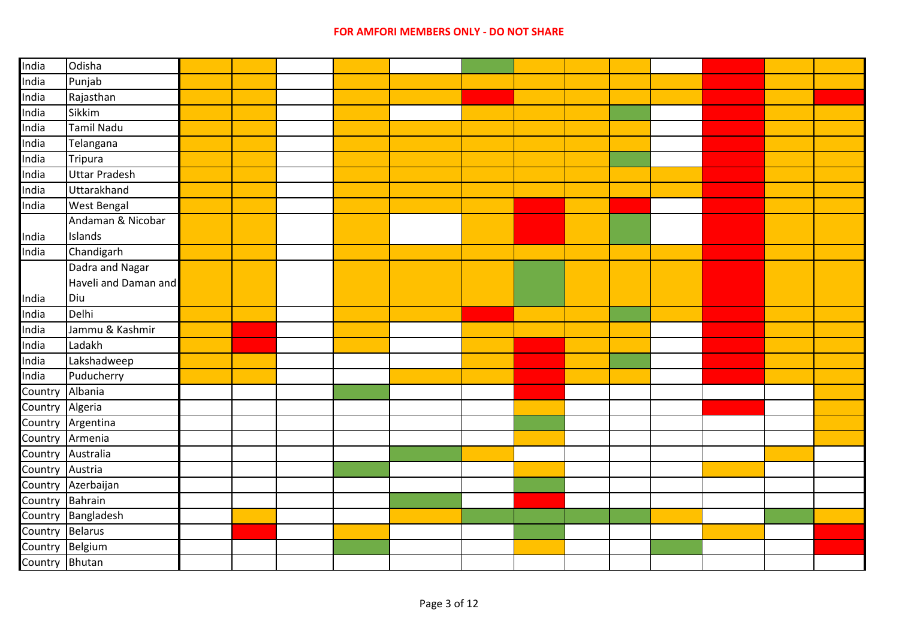| | | | | | | | | | | | | | | |
|---|---|---|---|---|---|---|---|---|---|---|---|---|---|---|
| India | Odisha | | | | | | | | | | | | | |
| India | Punjab | | | | | | | | | | | | | |
| India | Rajasthan | | | | | | | | | | | | | |
| India | Sikkim | | | | | | | | | | | | | |
| India | Tamil Nadu | | | | | | | | | | | | | |
| India | Telangana | | | | | | | | | | | | | |
| India | Tripura | | | | | | | | | | | | | |
| India | Uttar Pradesh | | | | | | | | | | | | | |
| India | Uttarakhand | | | | | | | | | | | | | |
| India | West Bengal | | | | | | | | | | | | | |
| India | Andaman & Nicobar Islands | | | | | | | | | | | | | |
| India | Chandigarh | | | | | | | | | | | | | |
| India | Dadra and Nagar Haveli and Daman and Diu | | | | | | | | | | | | | |
| India | Delhi | | | | | | | | | | | | | |
| India | Jammu & Kashmir | | | | | | | | | | | | | |
| India | Ladakh | | | | | | | | | | | | | |
| India | Lakshadweep | | | | | | | | | | | | | |
| India | Puducherry | | | | | | | | | | | | | |
| Country | Albania | | | | | | | | | | | | | |
| Country | Algeria | | | | | | | | | | | | | |
| Country | Argentina | | | | | | | | | | | | | |
| Country | Armenia | | | | | | | | | | | | | |
| Country | Australia | | | | | | | | | | | | | |
| Country | Austria | | | | | | | | | | | | | |
| Country | Azerbaijan | | | | | | | | | | | | | |
| Country | Bahrain | | | | | | | | | | | | | |
| Country | Bangladesh | | | | | | | | | | | | | |
| Country | Belarus | | | | | | | | | | | | | |
| Country | Belgium | | | | | | | | | | | | | |
| Country | Bhutan | | | | | | | | | | | | | |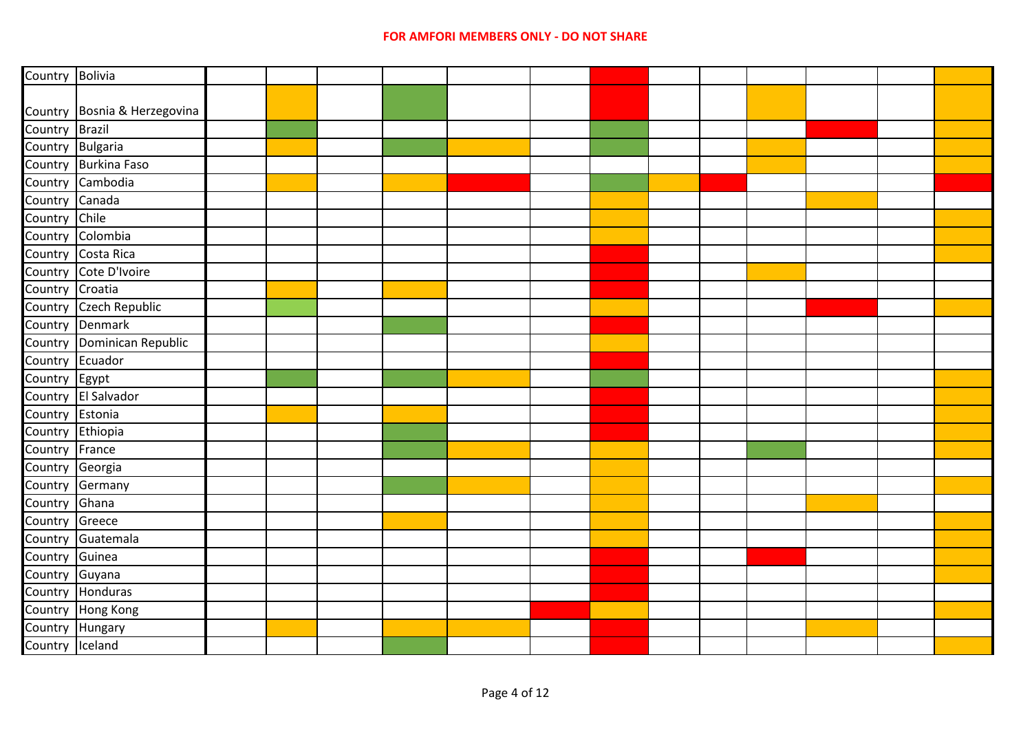| Country | Bolivia | | | | | | | | | | | | | |
|---|---|---|---|---|---|---|---|---|---|---|---|---|---|---|
| Country | Bosnia & Herzegovina | | | | | | | | | | | | | |
| Country | Brazil | | | | | | | | | | | | | |
| Country | Bulgaria | | | | | | | | | | | | | |
| Country | Burkina Faso | | | | | | | | | | | | | |
| Country | Cambodia | | | | | | | | | | | | | |
| Country | Canada | | | | | | | | | | | | | |
| Country | Chile | | | | | | | | | | | | | |
| Country | Colombia | | | | | | | | | | | | | |
| Country | Costa Rica | | | | | | | | | | | | | |
| Country | Cote D'Ivoire | | | | | | | | | | | | | |
| Country | Croatia | | | | | | | | | | | | | |
| Country | Czech Republic | | | | | | | | | | | | | |
| Country | Denmark | | | | | | | | | | | | | |
| Country | Dominican Republic | | | | | | | | | | | | | |
| Country | Ecuador | | | | | | | | | | | | | |
| Country | Egypt | | | | | | | | | | | | | |
| Country | El Salvador | | | | | | | | | | | | | |
| Country | Estonia | | | | | | | | | | | | | |
| Country | Ethiopia | | | | | | | | | | | | | |
| Country | France | | | | | | | | | | | | | |
| Country | Georgia | | | | | | | | | | | | | |
| Country | Germany | | | | | | | | | | | | | |
| Country | Ghana | | | | | | | | | | | | | |
| Country | Greece | | | | | | | | | | | | | |
| Country | Guatemala | | | | | | | | | | | | | |
| Country | Guinea | | | | | | | | | | | | | |
| Country | Guyana | | | | | | | | | | | | | |
| Country | Honduras | | | | | | | | | | | | | |
| Country | Hong Kong | | | | | | | | | | | | | |
| Country | Hungary | | | | | | | | | | | | | |
| Country | Iceland | | | | | | | | | | | | | |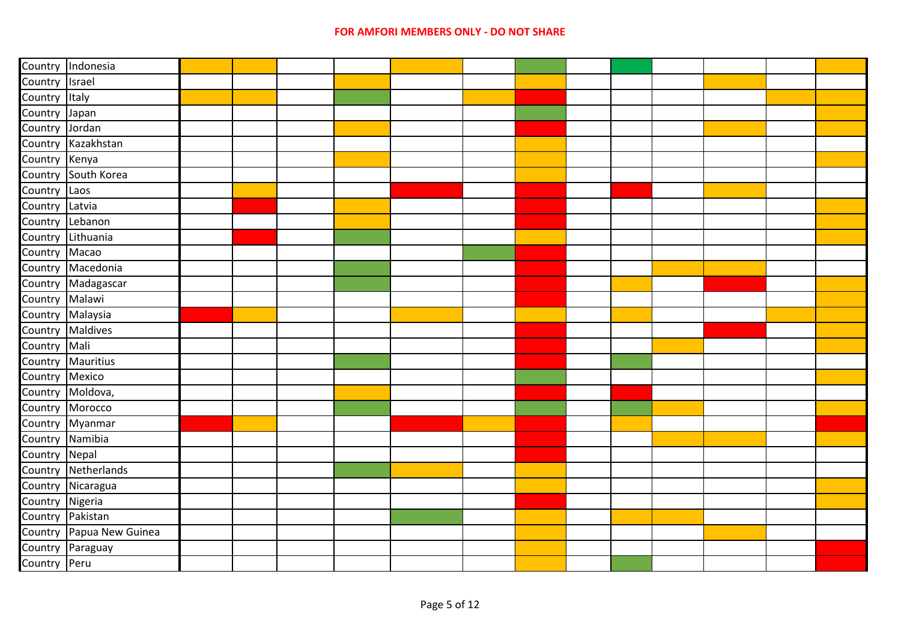| Country | Indonesia |
|---|---|
| Country | Israel |
| Country | Italy |
| Country | Japan |
| Country | Jordan |
| Country | Kazakhstan |
| Country | Kenya |
| Country | South Korea |
| Country | Laos |
| Country | Latvia |
| Country | Lebanon |
| Country | Lithuania |
| Country | Macao |
| Country | Macedonia |
| Country | Madagascar |
| Country | Malawi |
| Country | Malaysia |
| Country | Maldives |
| Country | Mali |
| Country | Mauritius |
| Country | Mexico |
| Country | Moldova, |
| Country | Morocco |
| Country | Myanmar |
| Country | Namibia |
| Country | Nepal |
| Country | Netherlands |
| Country | Nicaragua |
| Country | Nigeria |
| Country | Pakistan |
| Country | Papua New Guinea |
| Country | Paraguay |
| Country | Peru |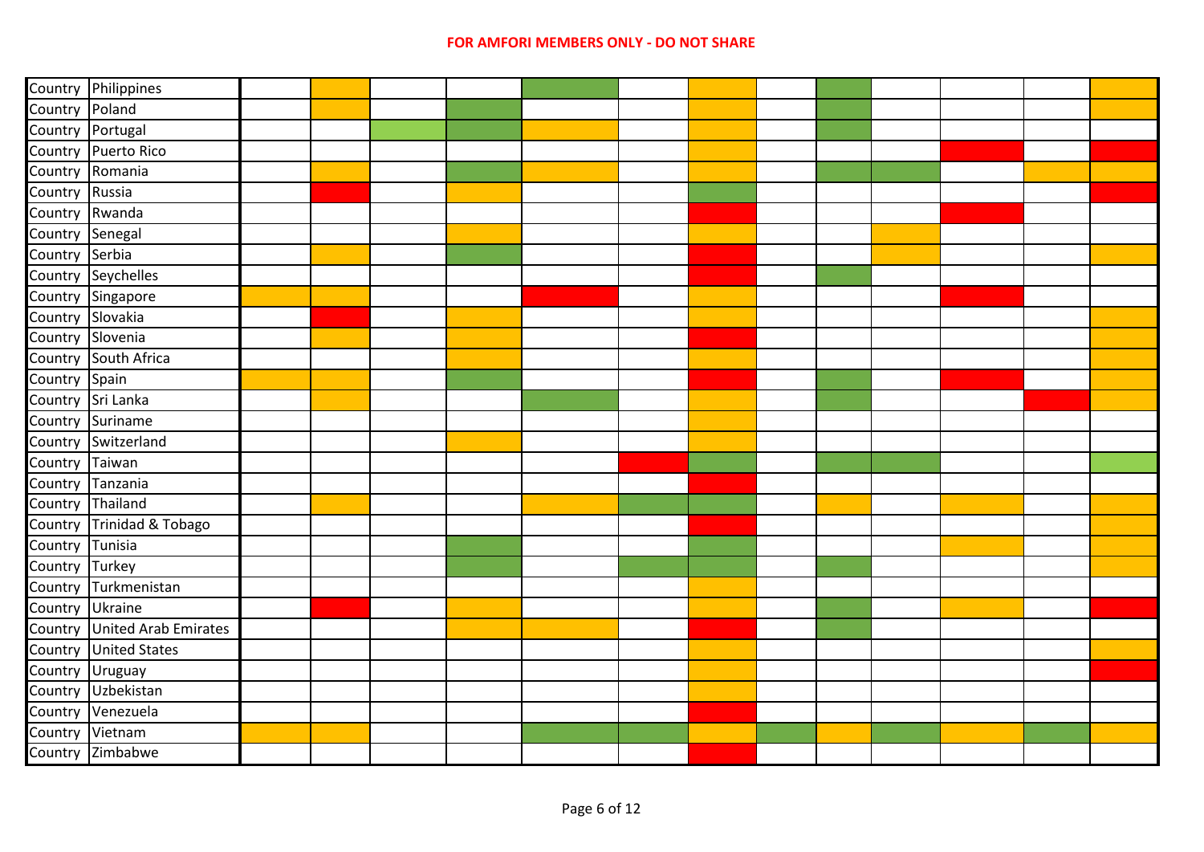| Country | Philippines | | | | | | | | | | | | | |
|---|---|---|---|---|---|---|---|---|---|---|---|---|---|---|
| Country | Poland | | | | | | | | | | | | | |
| Country | Portugal | | | | | | | | | | | | | |
| Country | Puerto Rico | | | | | | | | | | | | | |
| Country | Romania | | | | | | | | | | | | | |
| Country | Russia | | | | | | | | | | | | | |
| Country | Rwanda | | | | | | | | | | | | | |
| Country | Senegal | | | | | | | | | | | | | |
| Country | Serbia | | | | | | | | | | | | | |
| Country | Seychelles | | | | | | | | | | | | | |
| Country | Singapore | | | | | | | | | | | | | |
| Country | Slovakia | | | | | | | | | | | | | |
| Country | Slovenia | | | | | | | | | | | | | |
| Country | South Africa | | | | | | | | | | | | | |
| Country | Spain | | | | | | | | | | | | | |
| Country | Sri Lanka | | | | | | | | | | | | | |
| Country | Suriname | | | | | | | | | | | | | |
| Country | Switzerland | | | | | | | | | | | | | |
| Country | Taiwan | | | | | | | | | | | | | |
| Country | Tanzania | | | | | | | | | | | | | |
| Country | Thailand | | | | | | | | | | | | | |
| Country | Trinidad & Tobago | | | | | | | | | | | | | |
| Country | Tunisia | | | | | | | | | | | | | |
| Country | Turkey | | | | | | | | | | | | | |
| Country | Turkmenistan | | | | | | | | | | | | | |
| Country | Ukraine | | | | | | | | | | | | | |
| Country | United Arab Emirates | | | | | | | | | | | | | |
| Country | United States | | | | | | | | | | | | | |
| Country | Uruguay | | | | | | | | | | | | | |
| Country | Uzbekistan | | | | | | | | | | | | | |
| Country | Venezuela | | | | | | | | | | | | | |
| Country | Vietnam | | | | | | | | | | | | | |
| Country | Zimbabwe | | | | | | | | | | | | | |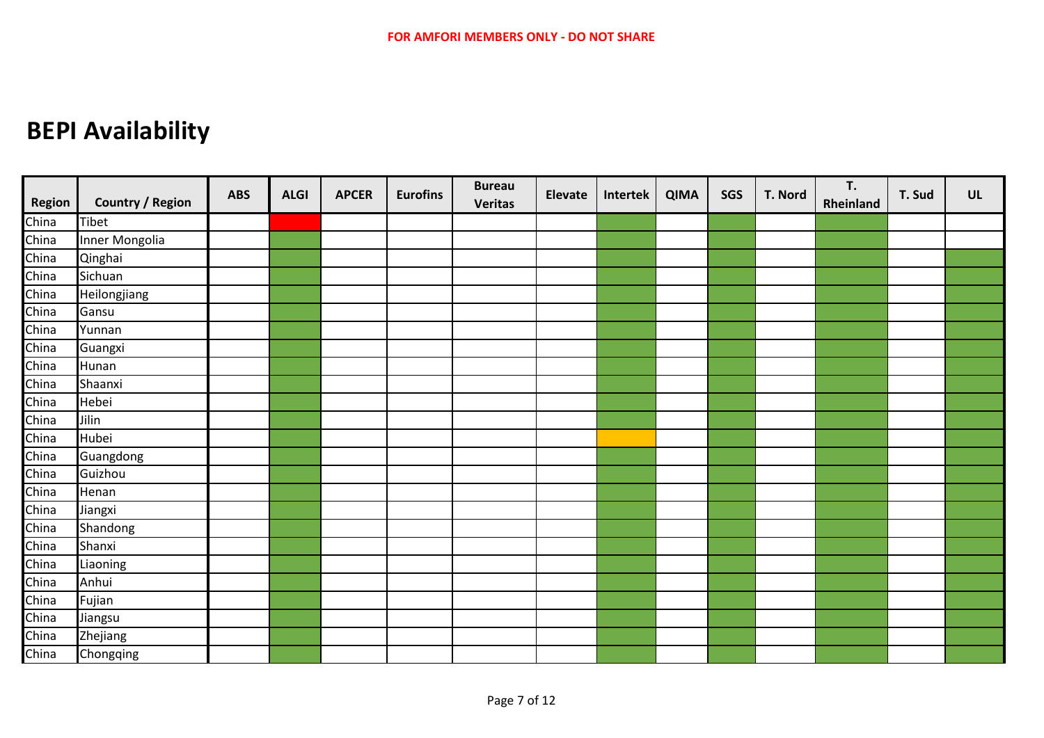# BEPI Availability

| Region | Country / Region | ABS | ALGI | APCER | Eurofins | Bureau Veritas | Elevate | Intertek | QIMA | SGS | T. Nord | T. Rheinland | T. Sud | UL |
|---|---|---|---|---|---|---|---|---|---|---|---|---|---|---|
| China | Tibet | | Red | | | | | Green | | Green | | Green | | |
| China | Inner Mongolia | | Green | | | | | Green | | Green | | Green | | |
| China | Qinghai | | Green | | | | | Green | | Green | | Green | | Green |
| China | Sichuan | | Green | | | | | Green | | Green | | Green | | Green |
| China | Heilongjiang | | Green | | | | | Green | | Green | | Green | | Green |
| China | Gansu | | Green | | | | | Green | | Green | | Green | | Green |
| China | Yunnan | | Green | | | | | Green | | Green | | Green | | Green |
| China | Guangxi | | Green | | | | | Green | | Green | | Green | | Green |
| China | Hunan | | Green | | | | | Green | | Green | | Green | | Green |
| China | Shaanxi | | Green | | | | | Green | | Green | | Green | | Green |
| China | Hebei | | Green | | | | | Green | | Green | | Green | | Green |
| China | Jilin | | Green | | | | | Green | | Green | | Green | | Green |
| China | Hubei | | Green | | | | | Orange | | Green | | Green | | Green |
| China | Guangdong | | Green | | | | | Green | | Green | | Green | | Green |
| China | Guizhou | | Green | | | | | Green | | Green | | Green | | Green |
| China | Henan | | Green | | | | | Green | | Green | | Green | | Green |
| China | Jiangxi | | Green | | | | | Green | | Green | | Green | | Green |
| China | Shandong | | Green | | | | | Green | | Green | | Green | | Green |
| China | Shanxi | | Green | | | | | Green | | Green | | Green | | Green |
| China | Liaoning | | Green | | | | | Green | | Green | | Green | | Green |
| China | Anhui | | Green | | | | | Green | | Green | | Green | | Green |
| China | Fujian | | Green | | | | | Green | | Green | | Green | | Green |
| China | Jiangsu | | Green | | | | | Green | | Green | | Green | | Green |
| China | Zhejiang | | Green | | | | | Green | | Green | | Green | | Green |
| China | Chongqing | | Green | | | | | Green | | Green | | Green | | Green |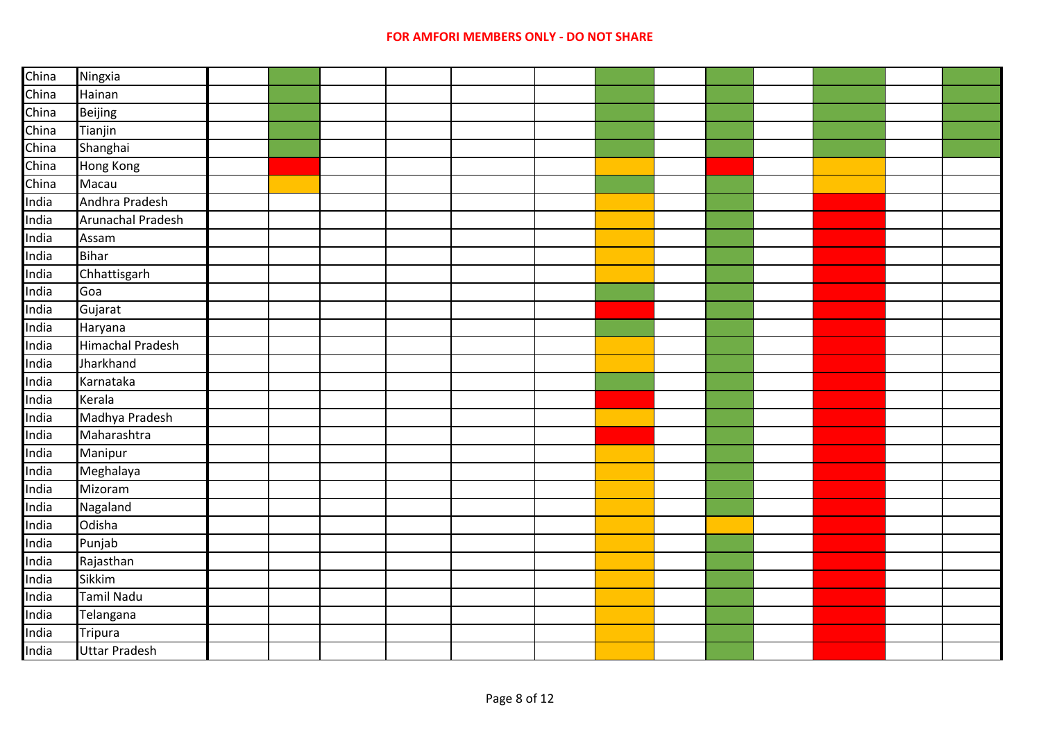| | | | | | | | | | | | | | | |
|---|---|---|---|---|---|---|---|---|---|---|---|---|---|---|
| China | Ningxia | | | | | | | | | | | | | |
| China | Hainan | | | | | | | | | | | | | |
| China | Beijing | | | | | | | | | | | | | |
| China | Tianjin | | | | | | | | | | | | | |
| China | Shanghai | | | | | | | | | | | | | |
| China | Hong Kong | | | | | | | | | | | | | |
| China | Macau | | | | | | | | | | | | | |
| India | Andhra Pradesh | | | | | | | | | | | | | |
| India | Arunachal Pradesh | | | | | | | | | | | | | |
| India | Assam | | | | | | | | | | | | | |
| India | Bihar | | | | | | | | | | | | | |
| India | Chhattisgarh | | | | | | | | | | | | | |
| India | Goa | | | | | | | | | | | | | |
| India | Gujarat | | | | | | | | | | | | | |
| India | Haryana | | | | | | | | | | | | | |
| India | Himachal Pradesh | | | | | | | | | | | | | |
| India | Jharkhand | | | | | | | | | | | | | |
| India | Karnataka | | | | | | | | | | | | | |
| India | Kerala | | | | | | | | | | | | | |
| India | Madhya Pradesh | | | | | | | | | | | | | |
| India | Maharashtra | | | | | | | | | | | | | |
| India | Manipur | | | | | | | | | | | | | |
| India | Meghalaya | | | | | | | | | | | | | |
| India | Mizoram | | | | | | | | | | | | | |
| India | Nagaland | | | | | | | | | | | | | |
| India | Odisha | | | | | | | | | | | | | |
| India | Punjab | | | | | | | | | | | | | |
| India | Rajasthan | | | | | | | | | | | | | |
| India | Sikkim | | | | | | | | | | | | | |
| India | Tamil Nadu | | | | | | | | | | | | | |
| India | Telangana | | | | | | | | | | | | | |
| India | Tripura | | | | | | | | | | | | | |
| India | Uttar Pradesh | | | | | | | | | | | | | |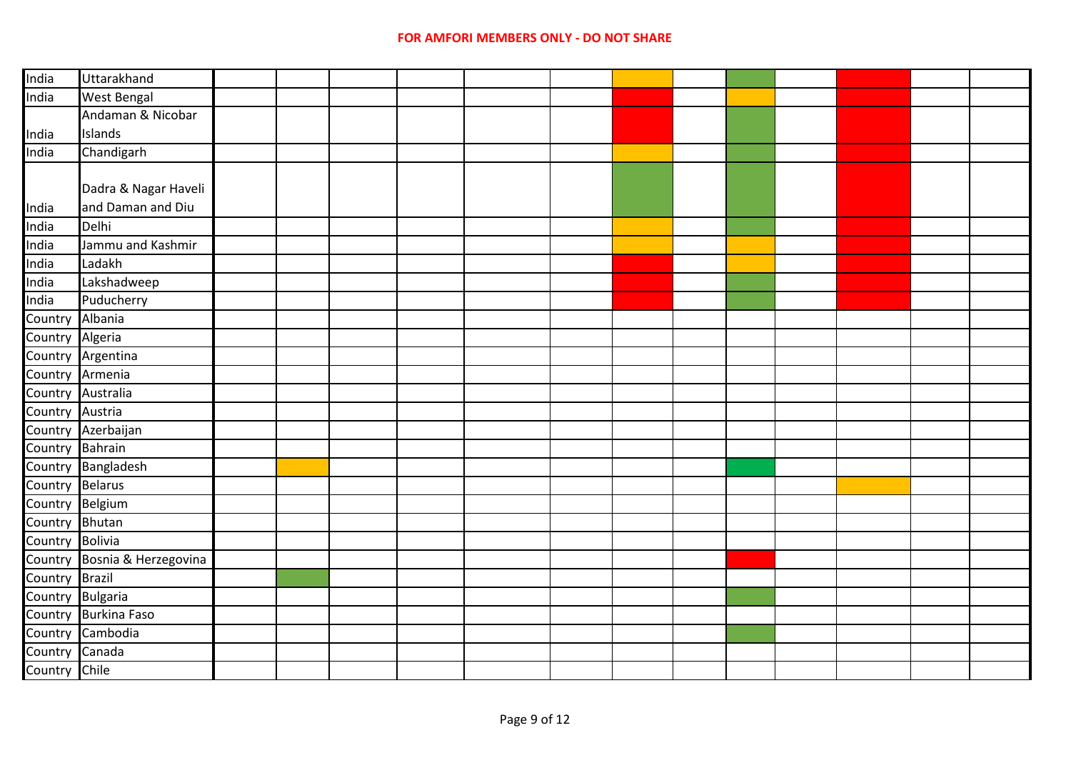| | | | | | | | | | | | | | | |
|---|---|---|---|---|---|---|---|---|---|---|---|---|---|---|
| India | Uttarakhand | | | | | | | | | | | | | |
| India | West Bengal | | | | | | | | | | | | | |
| India | Andaman & Nicobar Islands | | | | | | | | | | | | | |
| India | Chandigarh | | | | | | | | | | | | | |
| India | Dadra & Nagar Haveli and Daman and Diu | | | | | | | | | | | | | |
| India | Delhi | | | | | | | | | | | | | |
| India | Jammu and Kashmir | | | | | | | | | | | | | |
| India | Ladakh | | | | | | | | | | | | | |
| India | Lakshadweep | | | | | | | | | | | | | |
| India | Puducherry | | | | | | | | | | | | | |
| Country | Albania | | | | | | | | | | | | | |
| Country | Algeria | | | | | | | | | | | | | |
| Country | Argentina | | | | | | | | | | | | | |
| Country | Armenia | | | | | | | | | | | | | |
| Country | Australia | | | | | | | | | | | | | |
| Country | Austria | | | | | | | | | | | | | |
| Country | Azerbaijan | | | | | | | | | | | | | |
| Country | Bahrain | | | | | | | | | | | | | |
| Country | Bangladesh | | | | | | | | | | | | | |
| Country | Belarus | | | | | | | | | | | | | |
| Country | Belgium | | | | | | | | | | | | | |
| Country | Bhutan | | | | | | | | | | | | | |
| Country | Bolivia | | | | | | | | | | | | | |
| Country | Bosnia & Herzegovina | | | | | | | | | | | | | |
| Country | Brazil | | | | | | | | | | | | | |
| Country | Bulgaria | | | | | | | | | | | | | |
| Country | Burkina Faso | | | | | | | | | | | | | |
| Country | Cambodia | | | | | | | | | | | | | |
| Country | Canada | | | | | | | | | | | | | |
| Country | Chile | | | | | | | | | | | | | |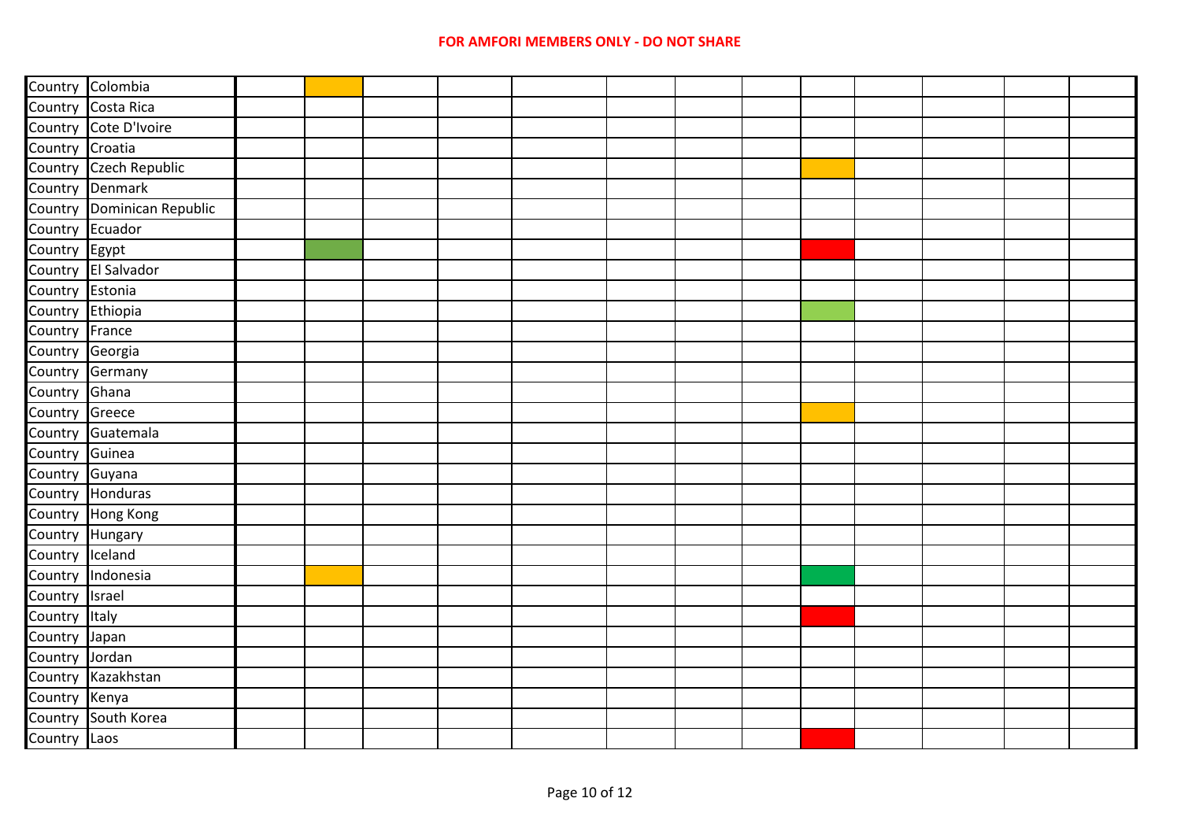| Country | Colombia | | | | | | | | | | | | | |
|---|---|---|---|---|---|---|---|---|---|---|---|---|---|---|
| Country | Costa Rica | | | | | | | | | | | | | |
| Country | Cote D'Ivoire | | | | | | | | | | | | | |
| Country | Croatia | | | | | | | | | | | | | |
| Country | Czech Republic | | | | | | | | | | | | | |
| Country | Denmark | | | | | | | | | | | | | |
| Country | Dominican Republic | | | | | | | | | | | | | |
| Country | Ecuador | | | | | | | | | | | | | |
| Country | Egypt | | | | | | | | | | | | | |
| Country | El Salvador | | | | | | | | | | | | | |
| Country | Estonia | | | | | | | | | | | | | |
| Country | Ethiopia | | | | | | | | | | | | | |
| Country | France | | | | | | | | | | | | | |
| Country | Georgia | | | | | | | | | | | | | |
| Country | Germany | | | | | | | | | | | | | |
| Country | Ghana | | | | | | | | | | | | | |
| Country | Greece | | | | | | | | | | | | | |
| Country | Guatemala | | | | | | | | | | | | | |
| Country | Guinea | | | | | | | | | | | | | |
| Country | Guyana | | | | | | | | | | | | | |
| Country | Honduras | | | | | | | | | | | | | |
| Country | Hong Kong | | | | | | | | | | | | | |
| Country | Hungary | | | | | | | | | | | | | |
| Country | Iceland | | | | | | | | | | | | | |
| Country | Indonesia | | | | | | | | | | | | | |
| Country | Israel | | | | | | | | | | | | | |
| Country | Italy | | | | | | | | | | | | | |
| Country | Japan | | | | | | | | | | | | | |
| Country | Jordan | | | | | | | | | | | | | |
| Country | Kazakhstan | | | | | | | | | | | | | |
| Country | Kenya | | | | | | | | | | | | | |
| Country | South Korea | | | | | | | | | | | | | |
| Country | Laos | | | | | | | | | | | | | |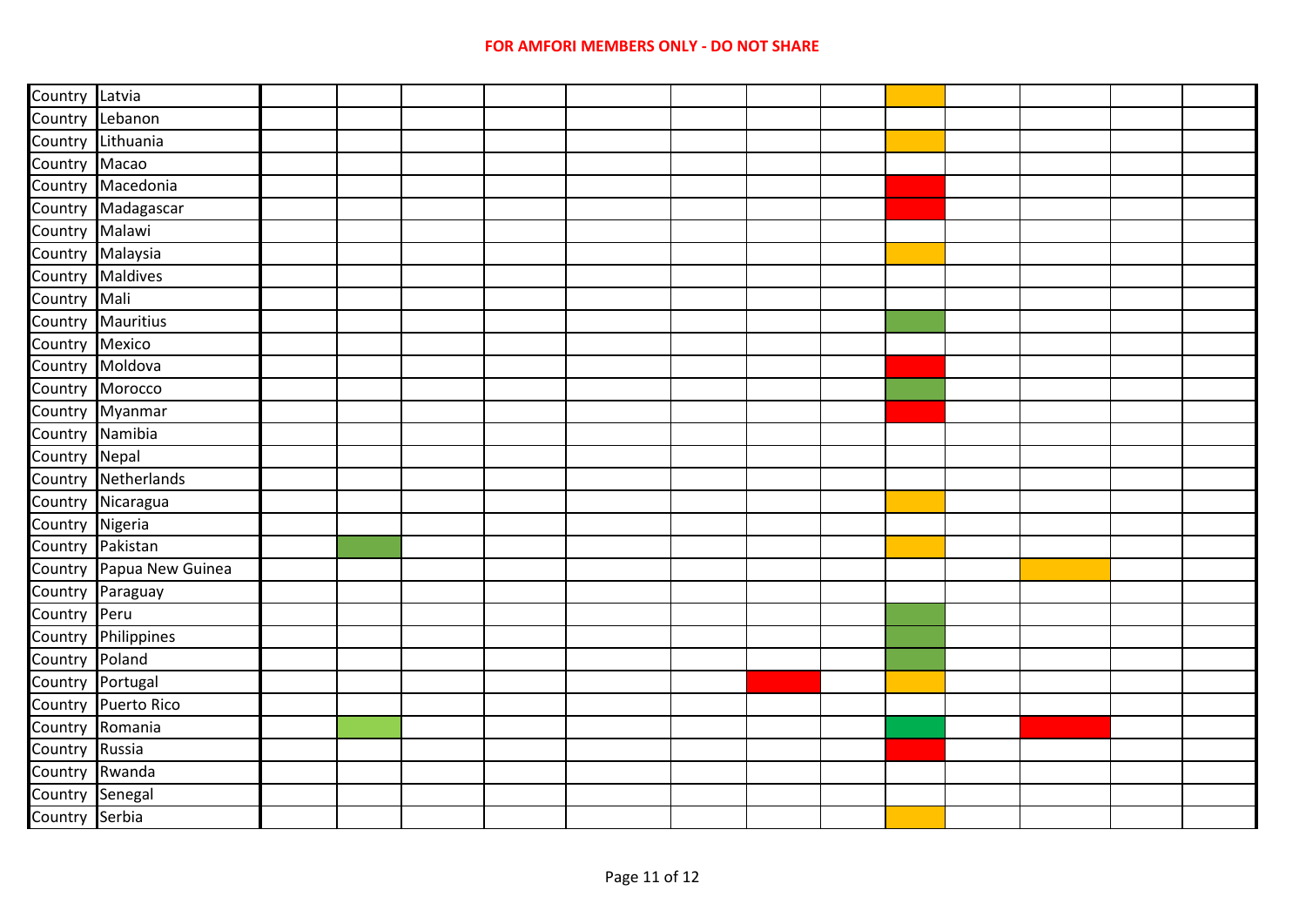**FOR AMFORI MEMBERS ONLY - DO NOT SHARE**

| | | | | | | | | | | | | | | |
|---|---|---|---|---|---|---|---|---|---|---|---|---|---|---|
| Country | Latvia | | | | | | | | | | | | | |
| Country | Lebanon | | | | | | | | | | | | | |
| Country | Lithuania | | | | | | | | | | | | | |
| Country | Macao | | | | | | | | | | | | | |
| Country | Macedonia | | | | | | | | | | | | | |
| Country | Madagascar | | | | | | | | | | | | | |
| Country | Malawi | | | | | | | | | | | | | |
| Country | Malaysia | | | | | | | | | | | | | |
| Country | Maldives | | | | | | | | | | | | | |
| Country | Mali | | | | | | | | | | | | | |
| Country | Mauritius | | | | | | | | | | | | | |
| Country | Mexico | | | | | | | | | | | | | |
| Country | Moldova | | | | | | | | | | | | | |
| Country | Morocco | | | | | | | | | | | | | |
| Country | Myanmar | | | | | | | | | | | | | |
| Country | Namibia | | | | | | | | | | | | | |
| Country | Nepal | | | | | | | | | | | | | |
| Country | Netherlands | | | | | | | | | | | | | |
| Country | Nicaragua | | | | | | | | | | | | | |
| Country | Nigeria | | | | | | | | | | | | | |
| Country | Pakistan | | | | | | | | | | | | | |
| Country | Papua New Guinea | | | | | | | | | | | | | |
| Country | Paraguay | | | | | | | | | | | | | |
| Country | Peru | | | | | | | | | | | | | |
| Country | Philippines | | | | | | | | | | | | | |
| Country | Poland | | | | | | | | | | | | | |
| Country | Portugal | | | | | | | | | | | | | |
| Country | Puerto Rico | | | | | | | | | | | | | |
| Country | Romania | | | | | | | | | | | | | |
| Country | Russia | | | | | | | | | | | | | |
| Country | Rwanda | | | | | | | | | | | | | |
| Country | Senegal | | | | | | | | | | | | | |
| Country | Serbia | | | | | | | | | | | | | |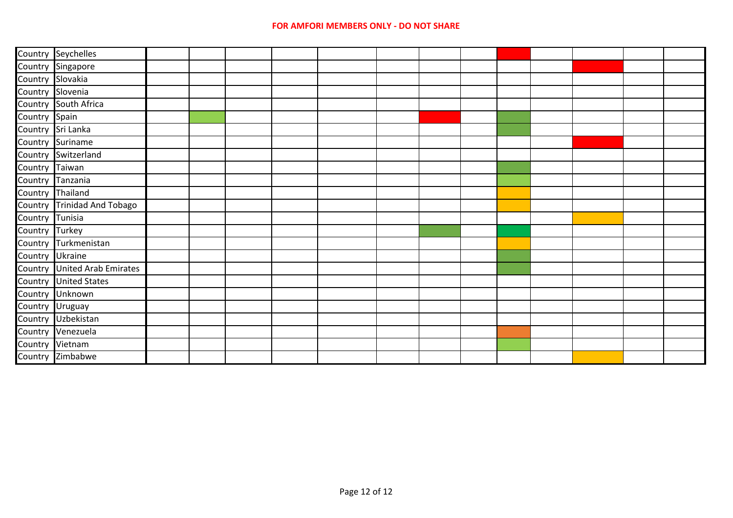FOR AMFORI MEMBERS ONLY - DO NOT SHARE

| | | | | | | | | | | | | | | |
|---|---|---|---|---|---|---|---|---|---|---|---|---|---|---|
| Country | Seychelles | | | | | | | | | | | | | |
| Country | Singapore | | | | | | | | | | | | | |
| Country | Slovakia | | | | | | | | | | | | | |
| Country | Slovenia | | | | | | | | | | | | | |
| Country | South Africa | | | | | | | | | | | | | |
| Country | Spain | | | | | | | | | | | | | |
| Country | Sri Lanka | | | | | | | | | | | | | |
| Country | Suriname | | | | | | | | | | | | | |
| Country | Switzerland | | | | | | | | | | | | | |
| Country | Taiwan | | | | | | | | | | | | | |
| Country | Tanzania | | | | | | | | | | | | | |
| Country | Thailand | | | | | | | | | | | | | |
| Country | Trinidad And Tobago | | | | | | | | | | | | | |
| Country | Tunisia | | | | | | | | | | | | | |
| Country | Turkey | | | | | | | | | | | | | |
| Country | Turkmenistan | | | | | | | | | | | | | |
| Country | Ukraine | | | | | | | | | | | | | |
| Country | United Arab Emirates | | | | | | | | | | | | | |
| Country | United States | | | | | | | | | | | | | |
| Country | Unknown | | | | | | | | | | | | | |
| Country | Uruguay | | | | | | | | | | | | | |
| Country | Uzbekistan | | | | | | | | | | | | | |
| Country | Venezuela | | | | | | | | | | | | | |
| Country | Vietnam | | | | | | | | | | | | | |
| Country | Zimbabwe | | | | | | | | | | | | | |